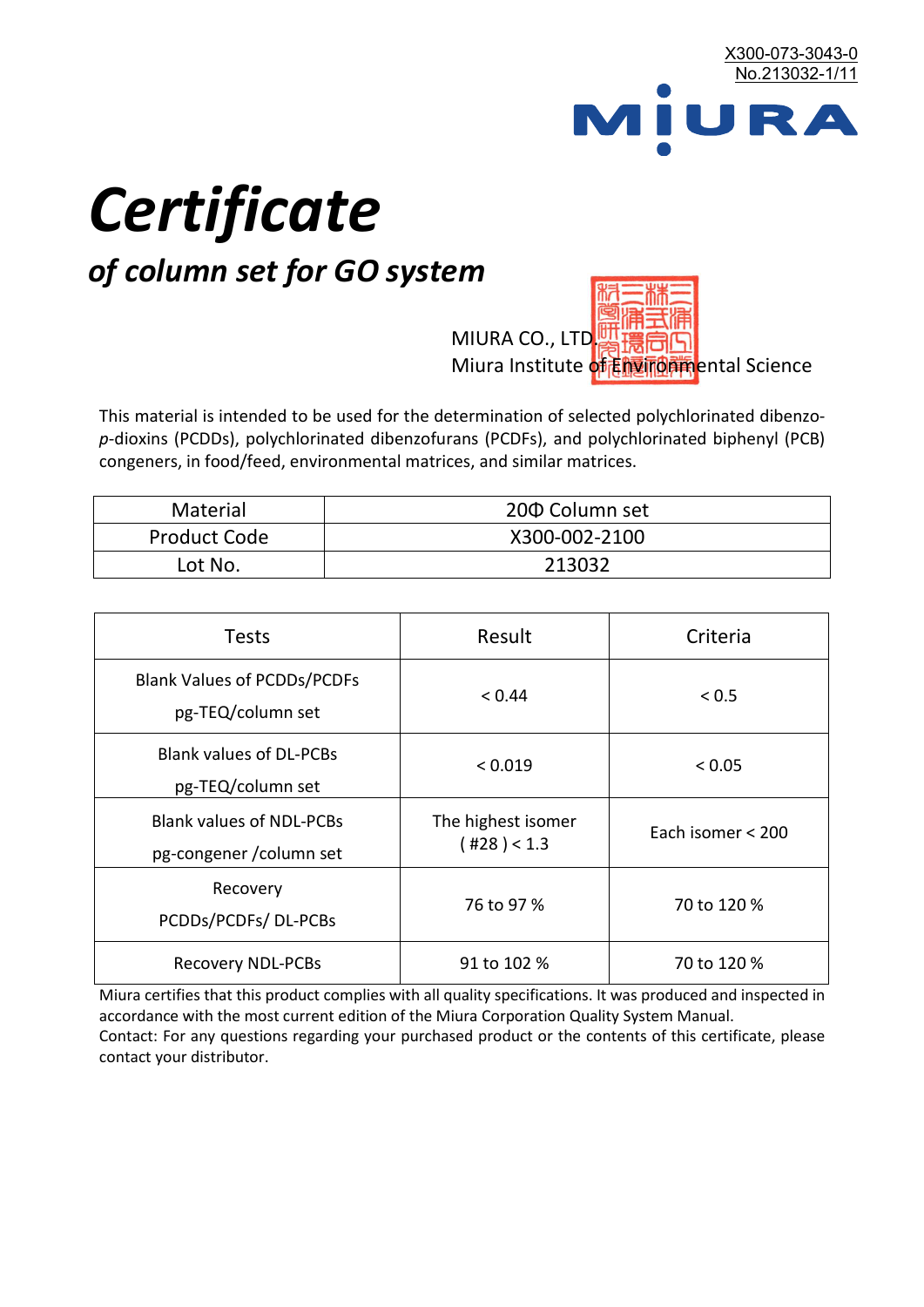X300-073-3043-0
No.213032-1/11

MIURA

# *Certificate*

## *of column set for GO system*

MIURA CO., LTD.
Miura Institute of Environmental Science

This material is intended to be used for the determination of selected polychlorinated dibenzo-*p*-dioxins (PCDDs), polychlorinated dibenzofurans (PCDFs), and polychlorinated biphenyl (PCB) congeners, in food/feed, environmental matrices, and similar matrices.

| Material | 20Φ Column set |
|---|---|
| Product Code | X300-002-2100 |
| Lot No. | 213032 |

| Tests | Result | Criteria |
|---|---|---|
| Blank Values of PCDDs/PCDFs pg-TEQ/column set | < 0.44 | < 0.5 |
| Blank values of DL-PCBs pg-TEQ/column set | < 0.019 | < 0.05 |
| Blank values of NDL-PCBs pg-congener /column set | The highest isomer ( #28 ) < 1.3 | Each isomer < 200 |
| Recovery PCDDs/PCDFs/ DL-PCBs | 76 to 97 % | 70 to 120 % |
| Recovery NDL-PCBs | 91 to 102 % | 70 to 120 % |

Miura certifies that this product complies with all quality specifications. It was produced and inspected in accordance with the most current edition of the Miura Corporation Quality System Manual.
Contact: For any questions regarding your purchased product or the contents of this certificate, please contact your distributor.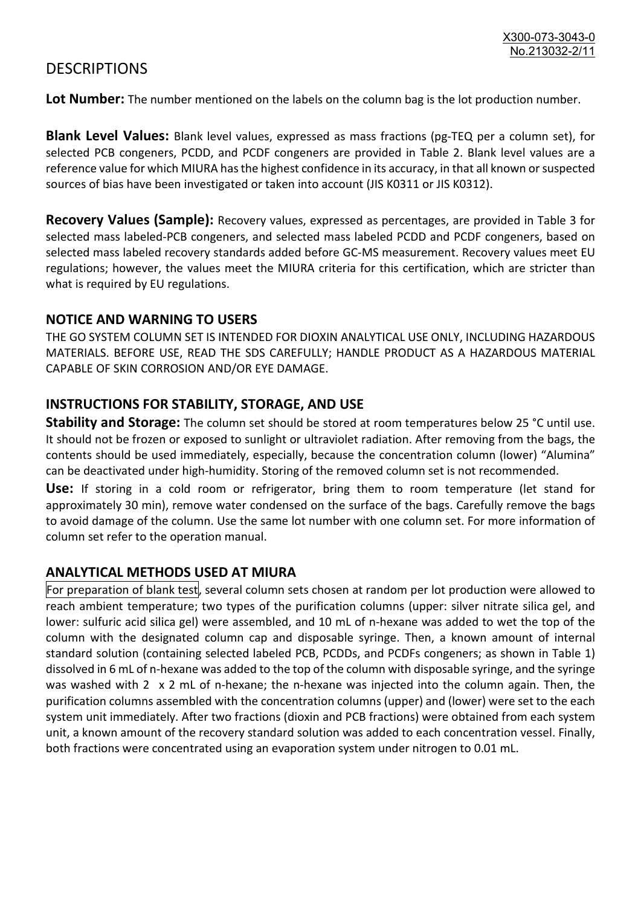# DESCRIPTIONS

**Lot Number:** The number mentioned on the labels on the column bag is the lot production number.

**Blank Level Values:** Blank level values, expressed as mass fractions (pg-TEQ per a column set), for selected PCB congeners, PCDD, and PCDF congeners are provided in Table 2. Blank level values are a reference value for which MIURA has the highest confidence in its accuracy, in that all known or suspected sources of bias have been investigated or taken into account (JIS K0311 or JIS K0312).

**Recovery Values (Sample):** Recovery values, expressed as percentages, are provided in Table 3 for selected mass labeled-PCB congeners, and selected mass labeled PCDD and PCDF congeners, based on selected mass labeled recovery standards added before GC-MS measurement. Recovery values meet EU regulations; however, the values meet the MIURA criteria for this certification, which are stricter than what is required by EU regulations.

## NOTICE AND WARNING TO USERS

THE GO SYSTEM COLUMN SET IS INTENDED FOR DIOXIN ANALYTICAL USE ONLY, INCLUDING HAZARDOUS MATERIALS. BEFORE USE, READ THE SDS CAREFULLY; HANDLE PRODUCT AS A HAZARDOUS MATERIAL CAPABLE OF SKIN CORROSION AND/OR EYE DAMAGE.

## INSTRUCTIONS FOR STABILITY, STORAGE, AND USE

**Stability and Storage:** The column set should be stored at room temperatures below 25 °C until use. It should not be frozen or exposed to sunlight or ultraviolet radiation. After removing from the bags, the contents should be used immediately, especially, because the concentration column (lower) "Alumina" can be deactivated under high-humidity. Storing of the removed column set is not recommended.

**Use:** If storing in a cold room or refrigerator, bring them to room temperature (let stand for approximately 30 min), remove water condensed on the surface of the bags. Carefully remove the bags to avoid damage of the column. Use the same lot number with one column set. For more information of column set refer to the operation manual.

## ANALYTICAL METHODS USED AT MIURA

For preparation of blank test, several column sets chosen at random per lot production were allowed to reach ambient temperature; two types of the purification columns (upper: silver nitrate silica gel, and lower: sulfuric acid silica gel) were assembled, and 10 mL of n-hexane was added to wet the top of the column with the designated column cap and disposable syringe. Then, a known amount of internal standard solution (containing selected labeled PCB, PCDDs, and PCDFs congeners; as shown in Table 1) dissolved in 6 mL of n-hexane was added to the top of the column with disposable syringe, and the syringe was washed with 2 x 2 mL of n-hexane; the n-hexane was injected into the column again. Then, the purification columns assembled with the concentration columns (upper) and (lower) were set to the each system unit immediately. After two fractions (dioxin and PCB fractions) were obtained from each system unit, a known amount of the recovery standard solution was added to each concentration vessel. Finally, both fractions were concentrated using an evaporation system under nitrogen to 0.01 mL.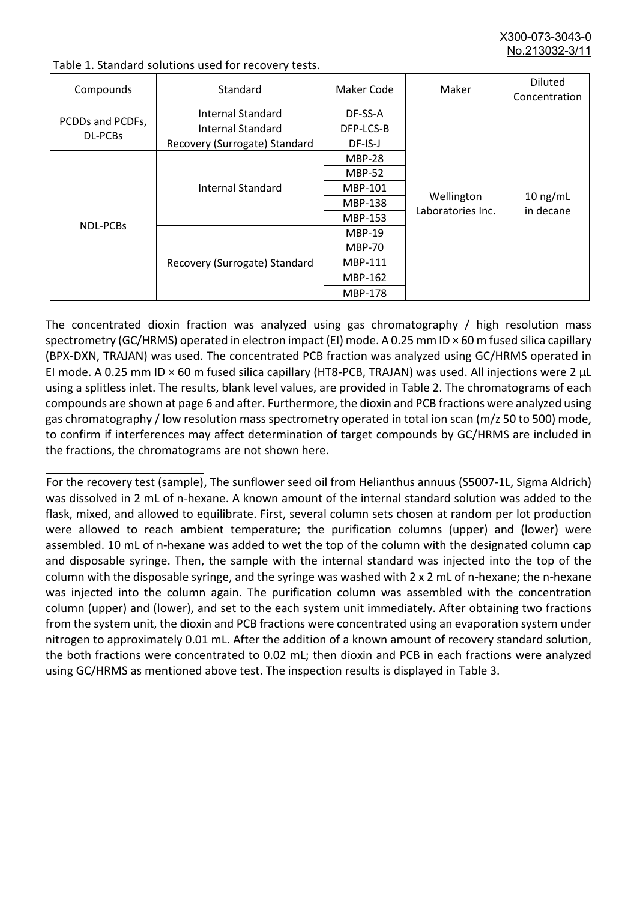Table 1. Standard solutions used for recovery tests.

| Compounds | Standard | Maker Code | Maker | Diluted Concentration |
|---|---|---|---|---|
| PCDDs and PCDFs, DL-PCBs | Internal Standard | DF-SS-A | Wellington Laboratories Inc. | 10 ng/mL in decane |
| | Internal Standard | DFP-LCS-B | | |
| | Recovery (Surrogate) Standard | DF-IS-J | | |
| NDL-PCBs | Internal Standard | MBP-28 | | |
| | | MBP-52 | | |
| | | MBP-101 | | |
| | | MBP-138 | | |
| | | MBP-153 | | |
| | Recovery (Surrogate) Standard | MBP-19 | | |
| | | MBP-70 | | |
| | | MBP-111 | | |
| | | MBP-162 | | |
| | | MBP-178 | | |

The concentrated dioxin fraction was analyzed using gas chromatography / high resolution mass spectrometry (GC/HRMS) operated in electron impact (EI) mode. A 0.25 mm ID × 60 m fused silica capillary (BPX-DXN, TRAJAN) was used. The concentrated PCB fraction was analyzed using GC/HRMS operated in EI mode. A 0.25 mm ID × 60 m fused silica capillary (HT8-PCB, TRAJAN) was used. All injections were 2 µL using a splitless inlet. The results, blank level values, are provided in Table 2. The chromatograms of each compounds are shown at page 6 and after. Furthermore, the dioxin and PCB fractions were analyzed using gas chromatography / low resolution mass spectrometry operated in total ion scan (m/z 50 to 500) mode, to confirm if interferences may affect determination of target compounds by GC/HRMS are included in the fractions, the chromatograms are not shown here.

For the recovery test (sample), The sunflower seed oil from Helianthus annuus (S5007-1L, Sigma Aldrich) was dissolved in 2 mL of n-hexane. A known amount of the internal standard solution was added to the flask, mixed, and allowed to equilibrate. First, several column sets chosen at random per lot production were allowed to reach ambient temperature; the purification columns (upper) and (lower) were assembled. 10 mL of n-hexane was added to wet the top of the column with the designated column cap and disposable syringe. Then, the sample with the internal standard was injected into the top of the column with the disposable syringe, and the syringe was washed with 2 x 2 mL of n-hexane; the n-hexane was injected into the column again. The purification column was assembled with the concentration column (upper) and (lower), and set to the each system unit immediately. After obtaining two fractions from the system unit, the dioxin and PCB fractions were concentrated using an evaporation system under nitrogen to approximately 0.01 mL. After the addition of a known amount of recovery standard solution, the both fractions were concentrated to 0.02 mL; then dioxin and PCB in each fractions were analyzed using GC/HRMS as mentioned above test. The inspection results is displayed in Table 3.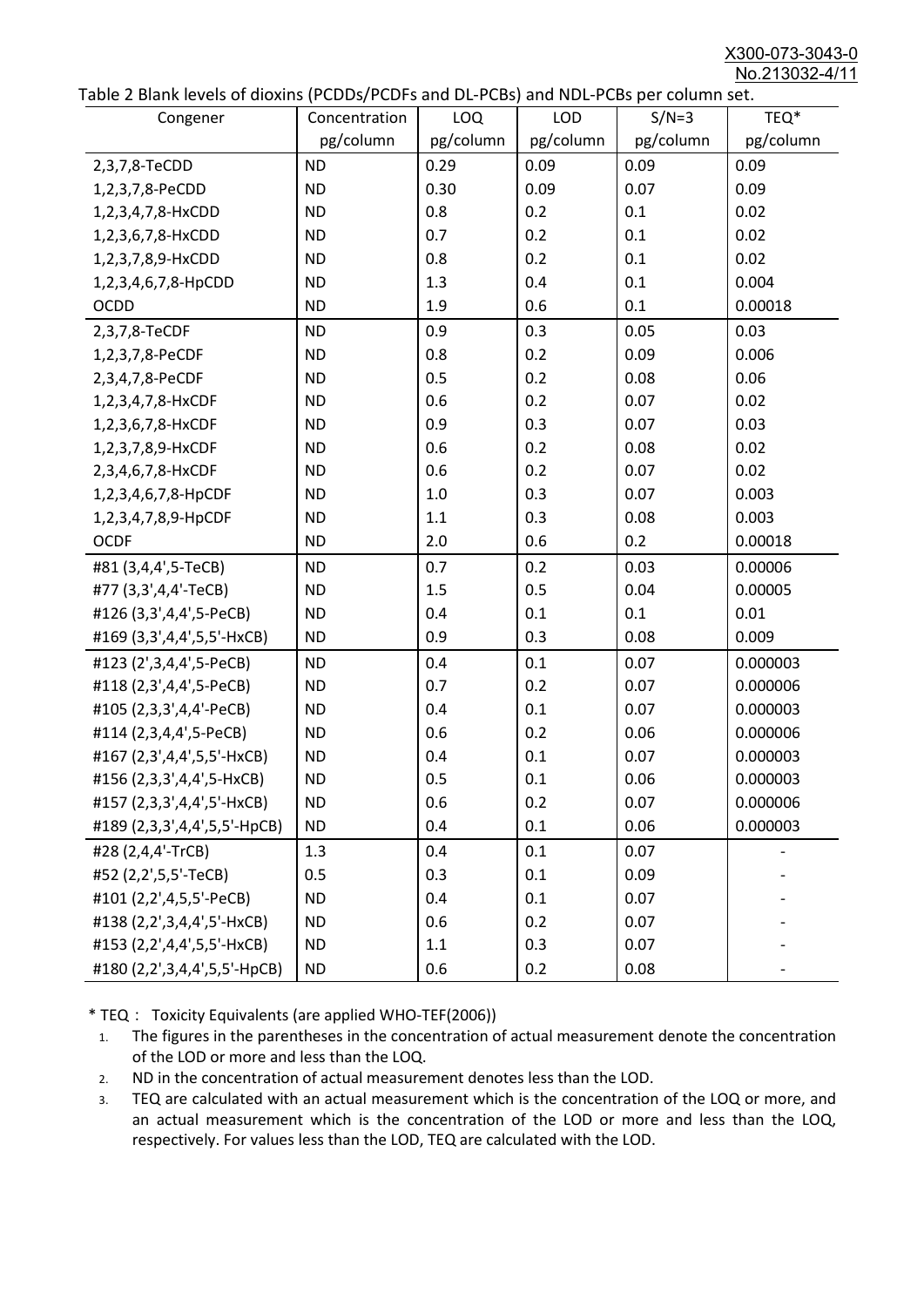Table 2 Blank levels of dioxins (PCDDs/PCDFs and DL-PCBs) and NDL-PCBs per column set.

| Congener | Concentration pg/column | LOQ pg/column | LOD pg/column | S/N=3 pg/column | TEQ* pg/column |
|---|---|---|---|---|---|
| 2,3,7,8-TeCDD | ND | 0.29 | 0.09 | 0.09 | 0.09 |
| 1,2,3,7,8-PeCDD | ND | 0.30 | 0.09 | 0.07 | 0.09 |
| 1,2,3,4,7,8-HxCDD | ND | 0.8 | 0.2 | 0.1 | 0.02 |
| 1,2,3,6,7,8-HxCDD | ND | 0.7 | 0.2 | 0.1 | 0.02 |
| 1,2,3,7,8,9-HxCDD | ND | 0.8 | 0.2 | 0.1 | 0.02 |
| 1,2,3,4,6,7,8-HpCDD | ND | 1.3 | 0.4 | 0.1 | 0.004 |
| OCDD | ND | 1.9 | 0.6 | 0.1 | 0.00018 |
| 2,3,7,8-TeCDF | ND | 0.9 | 0.3 | 0.05 | 0.03 |
| 1,2,3,7,8-PeCDF | ND | 0.8 | 0.2 | 0.09 | 0.006 |
| 2,3,4,7,8-PeCDF | ND | 0.5 | 0.2 | 0.08 | 0.06 |
| 1,2,3,4,7,8-HxCDF | ND | 0.6 | 0.2 | 0.07 | 0.02 |
| 1,2,3,6,7,8-HxCDF | ND | 0.9 | 0.3 | 0.07 | 0.03 |
| 1,2,3,7,8,9-HxCDF | ND | 0.6 | 0.2 | 0.08 | 0.02 |
| 2,3,4,6,7,8-HxCDF | ND | 0.6 | 0.2 | 0.07 | 0.02 |
| 1,2,3,4,6,7,8-HpCDF | ND | 1.0 | 0.3 | 0.07 | 0.003 |
| 1,2,3,4,7,8,9-HpCDF | ND | 1.1 | 0.3 | 0.08 | 0.003 |
| OCDF | ND | 2.0 | 0.6 | 0.2 | 0.00018 |
| #81 (3,4,4',5-TeCB) | ND | 0.7 | 0.2 | 0.03 | 0.00006 |
| #77 (3,3',4,4'-TeCB) | ND | 1.5 | 0.5 | 0.04 | 0.00005 |
| #126 (3,3',4,4',5-PeCB) | ND | 0.4 | 0.1 | 0.1 | 0.01 |
| #169 (3,3',4,4',5,5'-HxCB) | ND | 0.9 | 0.3 | 0.08 | 0.009 |
| #123 (2',3,4,4',5-PeCB) | ND | 0.4 | 0.1 | 0.07 | 0.000003 |
| #118 (2,3',4,4',5-PeCB) | ND | 0.7 | 0.2 | 0.07 | 0.000006 |
| #105 (2,3,3',4,4'-PeCB) | ND | 0.4 | 0.1 | 0.07 | 0.000003 |
| #114 (2,3,4,4',5-PeCB) | ND | 0.6 | 0.2 | 0.06 | 0.000006 |
| #167 (2,3',4,4',5,5'-HxCB) | ND | 0.4 | 0.1 | 0.07 | 0.000003 |
| #156 (2,3,3',4,4',5-HxCB) | ND | 0.5 | 0.1 | 0.06 | 0.000003 |
| #157 (2,3,3',4,4',5'-HxCB) | ND | 0.6 | 0.2 | 0.07 | 0.000006 |
| #189 (2,3,3',4,4',5,5'-HpCB) | ND | 0.4 | 0.1 | 0.06 | 0.000003 |
| #28 (2,4,4'-TrCB) | 1.3 | 0.4 | 0.1 | 0.07 | - |
| #52 (2,2',5,5'-TeCB) | 0.5 | 0.3 | 0.1 | 0.09 | - |
| #101 (2,2',4,5,5'-PeCB) | ND | 0.4 | 0.1 | 0.07 | - |
| #138 (2,2',3,4,4',5'-HxCB) | ND | 0.6 | 0.2 | 0.07 | - |
| #153 (2,2',4,4',5,5'-HxCB) | ND | 1.1 | 0.3 | 0.07 | - |
| #180 (2,2',3,4,4',5,5'-HpCB) | ND | 0.6 | 0.2 | 0.08 | - |

* TEQ： Toxicity Equivalents (are applied WHO-TEF(2006))

1. The figures in the parentheses in the concentration of actual measurement denote the concentration of the LOD or more and less than the LOQ.
2. ND in the concentration of actual measurement denotes less than the LOD.
3. TEQ are calculated with an actual measurement which is the concentration of the LOQ or more, and an actual measurement which is the concentration of the LOD or more and less than the LOQ, respectively. For values less than the LOD, TEQ are calculated with the LOD.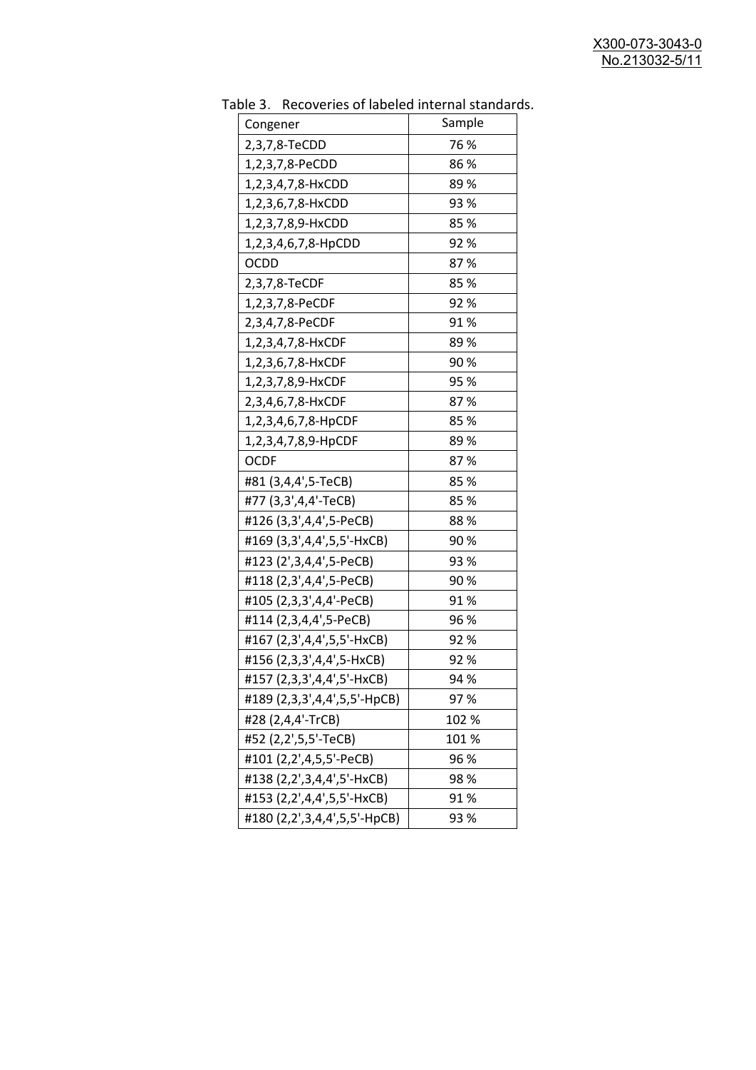Table 3. Recoveries of labeled internal standards.

| Congener | Sample |
|---|---|
| 2,3,7,8-TeCDD | 76 % |
| 1,2,3,7,8-PeCDD | 86 % |
| 1,2,3,4,7,8-HxCDD | 89 % |
| 1,2,3,6,7,8-HxCDD | 93 % |
| 1,2,3,7,8,9-HxCDD | 85 % |
| 1,2,3,4,6,7,8-HpCDD | 92 % |
| OCDD | 87 % |
| 2,3,7,8-TeCDF | 85 % |
| 1,2,3,7,8-PeCDF | 92 % |
| 2,3,4,7,8-PeCDF | 91 % |
| 1,2,3,4,7,8-HxCDF | 89 % |
| 1,2,3,6,7,8-HxCDF | 90 % |
| 1,2,3,7,8,9-HxCDF | 95 % |
| 2,3,4,6,7,8-HxCDF | 87 % |
| 1,2,3,4,6,7,8-HpCDF | 85 % |
| 1,2,3,4,7,8,9-HpCDF | 89 % |
| OCDF | 87 % |
| #81 (3,4,4',5-TeCB) | 85 % |
| #77 (3,3',4,4'-TeCB) | 85 % |
| #126 (3,3',4,4',5-PeCB) | 88 % |
| #169 (3,3',4,4',5,5'-HxCB) | 90 % |
| #123 (2',3,4,4',5-PeCB) | 93 % |
| #118 (2,3',4,4',5-PeCB) | 90 % |
| #105 (2,3,3',4,4'-PeCB) | 91 % |
| #114 (2,3,4,4',5-PeCB) | 96 % |
| #167 (2,3',4,4',5,5'-HxCB) | 92 % |
| #156 (2,3,3',4,4',5-HxCB) | 92 % |
| #157 (2,3,3',4,4',5'-HxCB) | 94 % |
| #189 (2,3,3',4,4',5,5'-HpCB) | 97 % |
| #28 (2,4,4'-TrCB) | 102 % |
| #52 (2,2',5,5'-TeCB) | 101 % |
| #101 (2,2',4,5,5'-PeCB) | 96 % |
| #138 (2,2',3,4,4',5'-HxCB) | 98 % |
| #153 (2,2',4,4',5,5'-HxCB) | 91 % |
| #180 (2,2',3,4,4',5,5'-HpCB) | 93 % |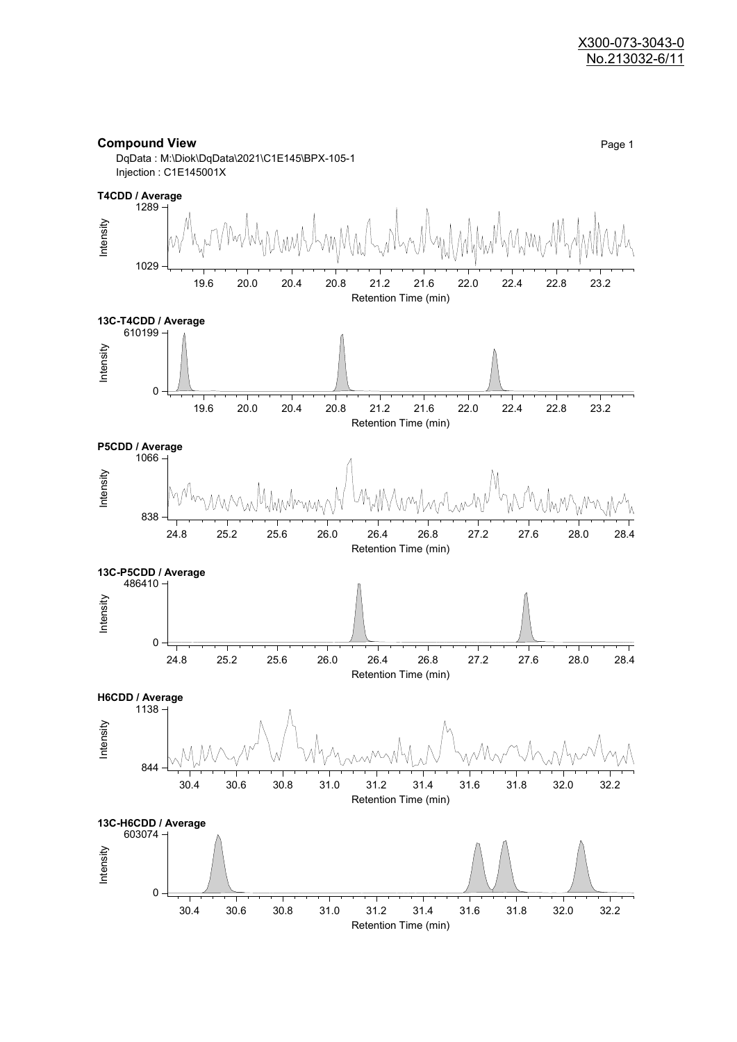X300-073-3043-0
No.213032-6/11

**Compound View**

Page 1

DqData : M:\Diok\DqData\2021\C1E145\BPX-105-1
Injection : C1E145001X

**T4CDD / Average**

Intensity: 1029 – 1289
Retention Time (min): 19.6, 20.0, 20.4, 20.8, 21.2, 21.6, 22.0, 22.4, 22.8, 23.2

**13C-T4CDD / Average**

Intensity: 0 – 610199
Retention Time (min): 19.6, 20.0, 20.4, 20.8, 21.2, 21.6, 22.0, 22.4, 22.8, 23.2

**P5CDD / Average**

Intensity: 838 – 1066
Retention Time (min): 24.8, 25.2, 25.6, 26.0, 26.4, 26.8, 27.2, 27.6, 28.0, 28.4

**13C-P5CDD / Average**

Intensity: 0 – 486410
Retention Time (min): 24.8, 25.2, 25.6, 26.0, 26.4, 26.8, 27.2, 27.6, 28.0, 28.4

**H6CDD / Average**

Intensity: 844 – 1138
Retention Time (min): 30.4, 30.6, 30.8, 31.0, 31.2, 31.4, 31.6, 31.8, 32.0, 32.2

**13C-H6CDD / Average**

Intensity: 0 – 603074
Retention Time (min): 30.4, 30.6, 30.8, 31.0, 31.2, 31.4, 31.6, 31.8, 32.0, 32.2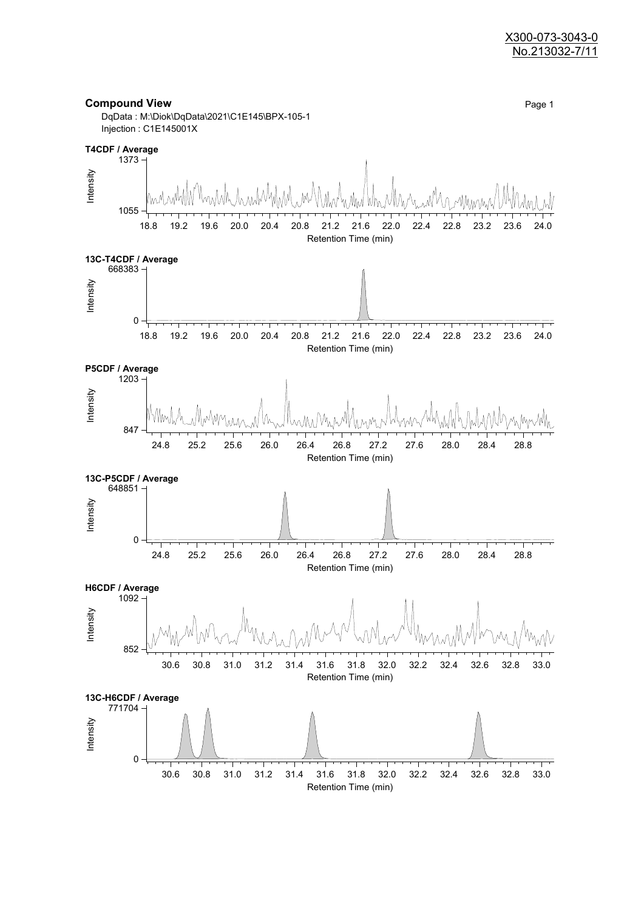X300-073-3043-0
No.213032-7/11

**Compound View**

DqData : M:\Diok\DqData\2021\C1E145\BPX-105-1
Injection : C1E145001X

**T4CDF / Average**

Intensity: 1055 – 1373
Retention Time (min): 18.8 – 24.0

**13C-T4CDF / Average**

Intensity: 0 – 668383
Retention Time (min): 18.8 – 24.0

**P5CDF / Average**

Intensity: 847 – 1203
Retention Time (min): 24.8 – 28.8

**13C-P5CDF / Average**

Intensity: 0 – 648851
Retention Time (min): 24.8 – 28.8

**H6CDF / Average**

Intensity: 852 – 1092
Retention Time (min): 30.6 – 33.0

**13C-H6CDF / Average**

Intensity: 0 – 771704
Retention Time (min): 30.6 – 33.0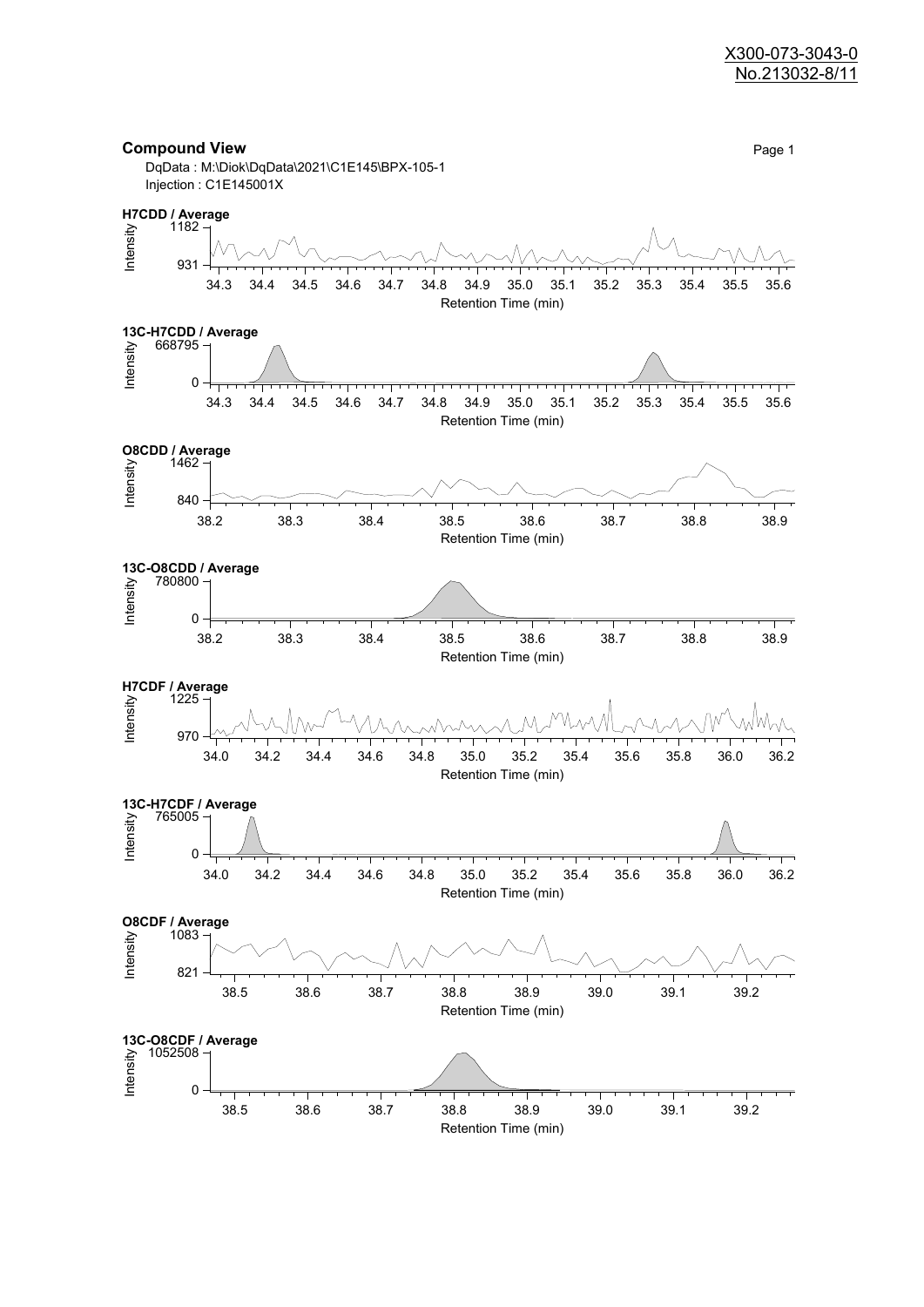**Compound View**

DqData : M:\Diok\DqData\2021\C1E145\BPX-105-1

Injection : C1E145001X

**H7CDD / Average**

Intensity 1182 – 931

Retention Time (min) 34.3 – 35.6

**13C-H7CDD / Average**

Intensity 668795 – 0

Retention Time (min) 34.3 – 35.6

**O8CDD / Average**

Intensity 1462 – 840

Retention Time (min) 38.2 – 38.9

**13C-O8CDD / Average**

Intensity 780800 – 0

Retention Time (min) 38.2 – 38.9

**H7CDF / Average**

Intensity 1225 – 970

Retention Time (min) 34.0 – 36.2

**13C-H7CDF / Average**

Intensity 765005 – 0

Retention Time (min) 34.0 – 36.2

**O8CDF / Average**

Intensity 1083 – 821

Retention Time (min) 38.5 – 39.2

**13C-O8CDF / Average**

Intensity 1052508 – 0

Retention Time (min) 38.5 – 39.2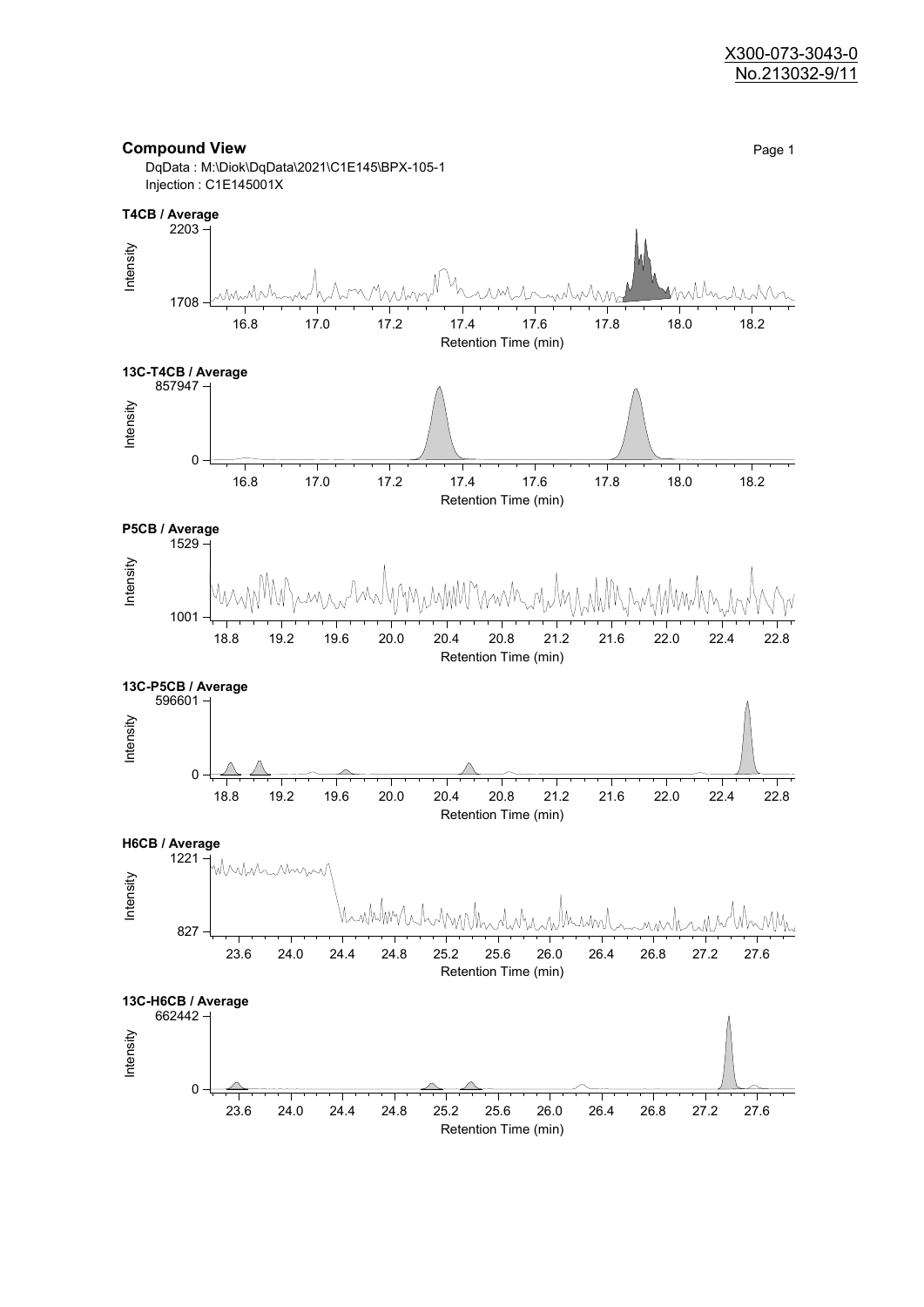X300-073-3043-0
No.213032-9/11

## Compound View

DqData : M:\Diok\DqData\2021\C1E145\BPX-105-1
Injection : C1E145001X

**T4CB / Average**

Intensity: 1708 – 2203
Retention Time (min): 16.8, 17.0, 17.2, 17.4, 17.6, 17.8, 18.0, 18.2

**13C-T4CB / Average**

Intensity: 0 – 857947
Retention Time (min): 16.8, 17.0, 17.2, 17.4, 17.6, 17.8, 18.0, 18.2

**P5CB / Average**

Intensity: 1001 – 1529
Retention Time (min): 18.8, 19.2, 19.6, 20.0, 20.4, 20.8, 21.2, 21.6, 22.0, 22.4, 22.8

**13C-P5CB / Average**

Intensity: 0 – 596601
Retention Time (min): 18.8, 19.2, 19.6, 20.0, 20.4, 20.8, 21.2, 21.6, 22.0, 22.4, 22.8

**H6CB / Average**

Intensity: 827 – 1221
Retention Time (min): 23.6, 24.0, 24.4, 24.8, 25.2, 25.6, 26.0, 26.4, 26.8, 27.2, 27.6

**13C-H6CB / Average**

Intensity: 0 – 662442
Retention Time (min): 23.6, 24.0, 24.4, 24.8, 25.2, 25.6, 26.0, 26.4, 26.8, 27.2, 27.6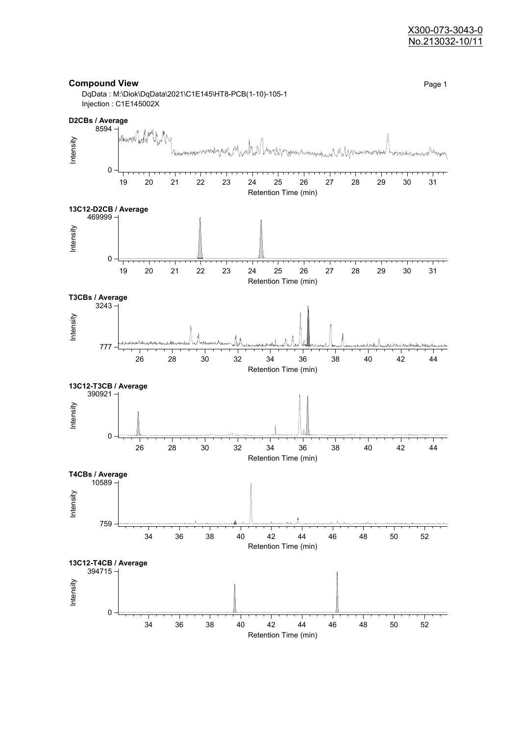X300-073-3043-0
No.213032-10/11

## Compound View

DqData : M:\Diok\DqData\2021\C1E145\HT8-PCB(1-10)-105-1
Injection : C1E145002X

**D2CBs / Average**

Intensity: 0 – 8594
Retention Time (min): 19 – 31

**13C12-D2CB / Average**

Intensity: 0 – 469999
Retention Time (min): 19 – 31

**T3CBs / Average**

Intensity: 777 – 3243
Retention Time (min): 26 – 44

**13C12-T3CB / Average**

Intensity: 0 – 390921
Retention Time (min): 26 – 44

**T4CBs / Average**

Intensity: 759 – 10589
Retention Time (min): 34 – 52

**13C12-T4CB / Average**

Intensity: 0 – 394715
Retention Time (min): 34 – 52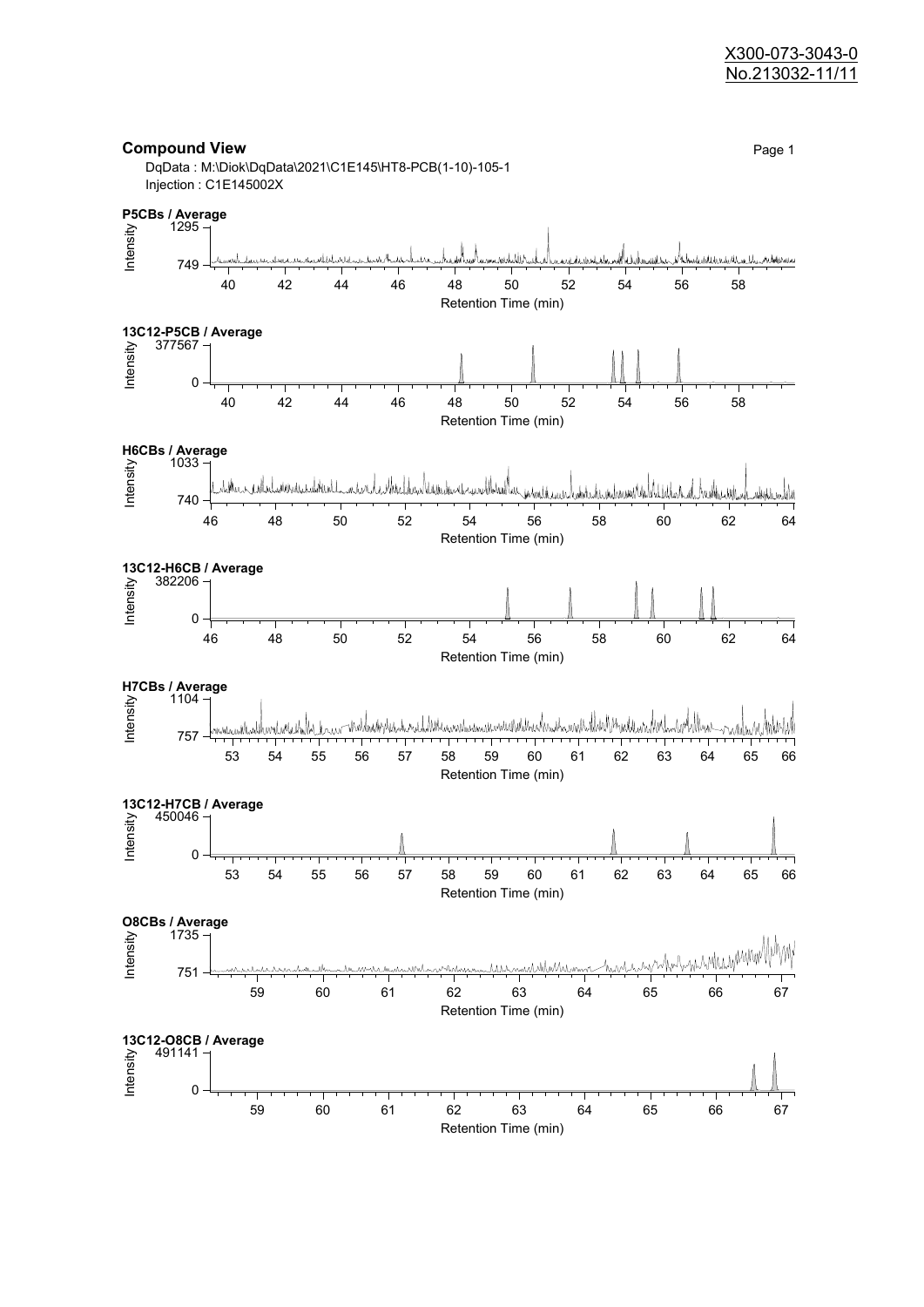X300-073-3043-0
No.213032-11/11

## Compound View

DqData : M:\Diok\DqData\2021\C1E145\HT8-PCB(1-10)-105-1
Injection : C1E145002X

**P5CBs / Average**

Intensity
1295
749
40 42 44 46 48 50 52 54 56 58
Retention Time (min)

**13C12-P5CB / Average**

Intensity
377567
0
40 42 44 46 48 50 52 54 56 58
Retention Time (min)

**H6CBs / Average**

Intensity
1033
740
46 48 50 52 54 56 58 60 62 64
Retention Time (min)

**13C12-H6CB / Average**

Intensity
382206
0
46 48 50 52 54 56 58 60 62 64
Retention Time (min)

**H7CBs / Average**

Intensity
1104
757
53 54 55 56 57 58 59 60 61 62 63 64 65 66
Retention Time (min)

**13C12-H7CB / Average**

Intensity
450046
0
53 54 55 56 57 58 59 60 61 62 63 64 65 66
Retention Time (min)

**O8CBs / Average**

Intensity
1735
751
59 60 61 62 63 64 65 66 67
Retention Time (min)

**13C12-O8CB / Average**

Intensity
491141
0
59 60 61 62 63 64 65 66 67
Retention Time (min)